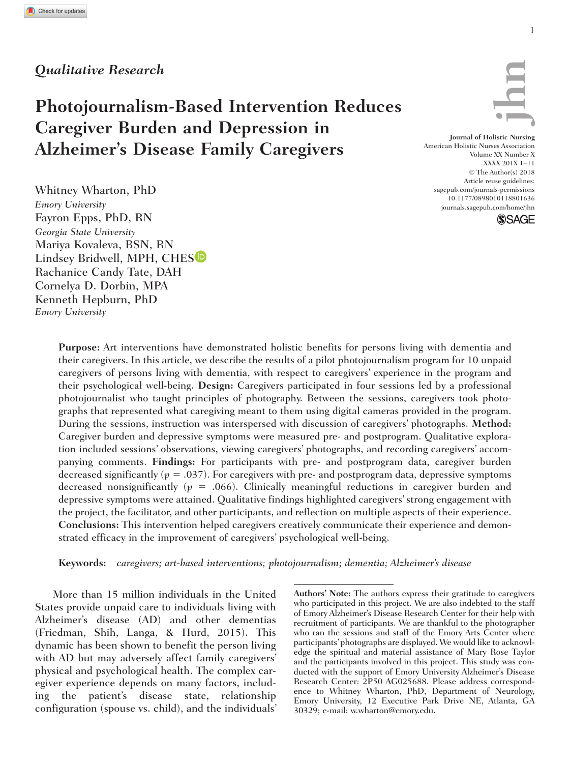*Qualitative Research*

# Photojournalism-Based Intervention Reduces Caregiver Burden and Depression in Alzheimer's Disease Family Caregivers

Whitney Wharton, PhD
*Emory University*
Fayron Epps, PhD, RN
*Georgia State University*
Mariya Kovaleva, BSN, RN
Lindsey Bridwell, MPH, CHES
Rachanice Candy Tate, DAH
Cornelya D. Dorbin, MPA
Kenneth Hepburn, PhD
*Emory University*

Journal of Holistic Nursing
American Holistic Nurses Association
© The Author(s) 2018
Article reuse guidelines: sagepub.com/journals-permissions
10.1177/0898010118801636
journals.sagepub.com/home/jhn

**Purpose:** Art interventions have demonstrated holistic benefits for persons living with dementia and their caregivers. In this article, we describe the results of a pilot photojournalism program for 10 unpaid caregivers of persons living with dementia, with respect to caregivers' experience in the program and their psychological well-being. **Design:** Caregivers participated in four sessions led by a professional photojournalist who taught principles of photography. Between the sessions, caregivers took photographs that represented what caregiving meant to them using digital cameras provided in the program. During the sessions, instruction was interspersed with discussion of caregivers' photographs. **Method:** Caregiver burden and depressive symptoms were measured pre- and postprogram. Qualitative exploration included sessions' observations, viewing caregivers' photographs, and recording caregivers' accompanying comments. **Findings:** For participants with pre- and postprogram data, caregiver burden decreased significantly ($p = .037$). For caregivers with pre- and postprogram data, depressive symptoms decreased nonsignificantly ($p = .066$). Clinically meaningful reductions in caregiver burden and depressive symptoms were attained. Qualitative findings highlighted caregivers' strong engagement with the project, the facilitator, and other participants, and reflection on multiple aspects of their experience. **Conclusions:** This intervention helped caregivers creatively communicate their experience and demonstrated efficacy in the improvement of caregivers' psychological well-being.

**Keywords:** *caregivers; art-based interventions; photojournalism; dementia; Alzheimer's disease*

More than 15 million individuals in the United States provide unpaid care to individuals living with Alzheimer's disease (AD) and other dementias (Friedman, Shih, Langa, & Hurd, 2015). This dynamic has been shown to benefit the person living with AD but may adversely affect family caregivers' physical and psychological health. The complex caregiver experience depends on many factors, including the patient's disease state, relationship configuration (spouse vs. child), and the individuals'

**Authors' Note:** The authors express their gratitude to caregivers who participated in this project. We are also indebted to the staff of Emory Alzheimer's Disease Research Center for their help with recruitment of participants. We are thankful to the photographer who ran the sessions and staff of the Emory Arts Center where participants' photographs are displayed. We would like to acknowledge the spiritual and material assistance of Mary Rose Taylor and the participants involved in this project. This study was conducted with the support of Emory University Alzheimer's Disease Research Center: 2P50 AG025688. Please address correspondence to Whitney Wharton, PhD, Department of Neurology, Emory University, 12 Executive Park Drive NE, Atlanta, GA 30329; e-mail: w.wharton@emory.edu.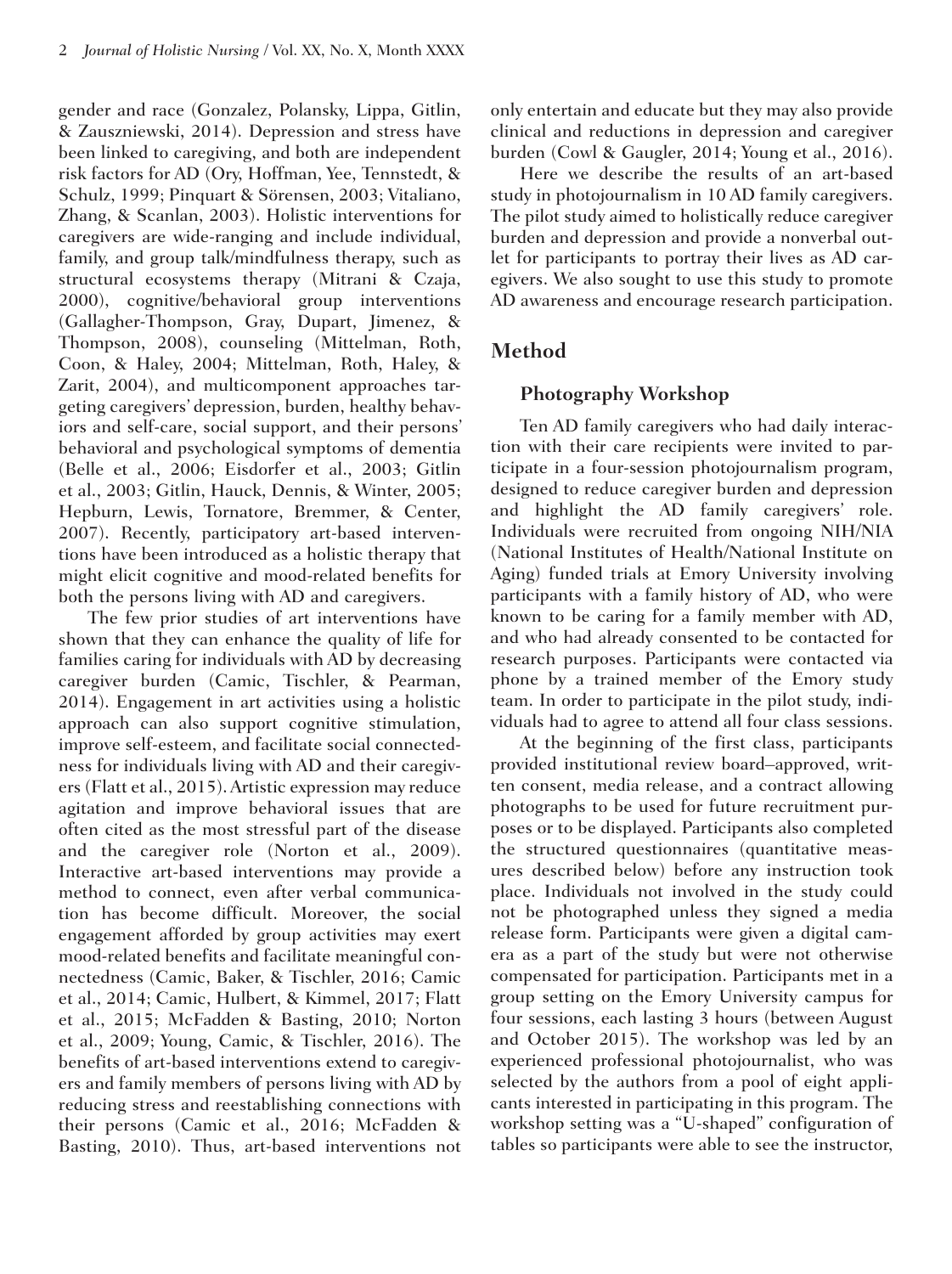gender and race (Gonzalez, Polansky, Lippa, Gitlin, & Zauszniewski, 2014). Depression and stress have been linked to caregiving, and both are independent risk factors for AD (Ory, Hoffman, Yee, Tennstedt, & Schulz, 1999; Pinquart & Sörensen, 2003; Vitaliano, Zhang, & Scanlan, 2003). Holistic interventions for caregivers are wide-ranging and include individual, family, and group talk/mindfulness therapy, such as structural ecosystems therapy (Mitrani & Czaja, 2000), cognitive/behavioral group interventions (Gallagher-Thompson, Gray, Dupart, Jimenez, & Thompson, 2008), counseling (Mittelman, Roth, Coon, & Haley, 2004; Mittelman, Roth, Haley, & Zarit, 2004), and multicomponent approaches targeting caregivers' depression, burden, healthy behaviors and self-care, social support, and their persons' behavioral and psychological symptoms of dementia (Belle et al., 2006; Eisdorfer et al., 2003; Gitlin et al., 2003; Gitlin, Hauck, Dennis, & Winter, 2005; Hepburn, Lewis, Tornatore, Bremmer, & Center, 2007). Recently, participatory art-based interventions have been introduced as a holistic therapy that might elicit cognitive and mood-related benefits for both the persons living with AD and caregivers.

The few prior studies of art interventions have shown that they can enhance the quality of life for families caring for individuals with AD by decreasing caregiver burden (Camic, Tischler, & Pearman, 2014). Engagement in art activities using a holistic approach can also support cognitive stimulation, improve self-esteem, and facilitate social connectedness for individuals living with AD and their caregivers (Flatt et al., 2015). Artistic expression may reduce agitation and improve behavioral issues that are often cited as the most stressful part of the disease and the caregiver role (Norton et al., 2009). Interactive art-based interventions may provide a method to connect, even after verbal communication has become difficult. Moreover, the social engagement afforded by group activities may exert mood-related benefits and facilitate meaningful connectedness (Camic, Baker, & Tischler, 2016; Camic et al., 2014; Camic, Hulbert, & Kimmel, 2017; Flatt et al., 2015; McFadden & Basting, 2010; Norton et al., 2009; Young, Camic, & Tischler, 2016). The benefits of art-based interventions extend to caregivers and family members of persons living with AD by reducing stress and reestablishing connections with their persons (Camic et al., 2016; McFadden & Basting, 2010). Thus, art-based interventions not only entertain and educate but they may also provide clinical and reductions in depression and caregiver burden (Cowl & Gaugler, 2014; Young et al., 2016).

Here we describe the results of an art-based study in photojournalism in 10 AD family caregivers. The pilot study aimed to holistically reduce caregiver burden and depression and provide a nonverbal outlet for participants to portray their lives as AD caregivers. We also sought to use this study to promote AD awareness and encourage research participation.

## Method

### Photography Workshop

Ten AD family caregivers who had daily interaction with their care recipients were invited to participate in a four-session photojournalism program, designed to reduce caregiver burden and depression and highlight the AD family caregivers' role. Individuals were recruited from ongoing NIH/NIA (National Institutes of Health/National Institute on Aging) funded trials at Emory University involving participants with a family history of AD, who were known to be caring for a family member with AD, and who had already consented to be contacted for research purposes. Participants were contacted via phone by a trained member of the Emory study team. In order to participate in the pilot study, individuals had to agree to attend all four class sessions.

At the beginning of the first class, participants provided institutional review board–approved, written consent, media release, and a contract allowing photographs to be used for future recruitment purposes or to be displayed. Participants also completed the structured questionnaires (quantitative measures described below) before any instruction took place. Individuals not involved in the study could not be photographed unless they signed a media release form. Participants were given a digital camera as a part of the study but were not otherwise compensated for participation. Participants met in a group setting on the Emory University campus for four sessions, each lasting 3 hours (between August and October 2015). The workshop was led by an experienced professional photojournalist, who was selected by the authors from a pool of eight applicants interested in participating in this program. The workshop setting was a "U-shaped" configuration of tables so participants were able to see the instructor,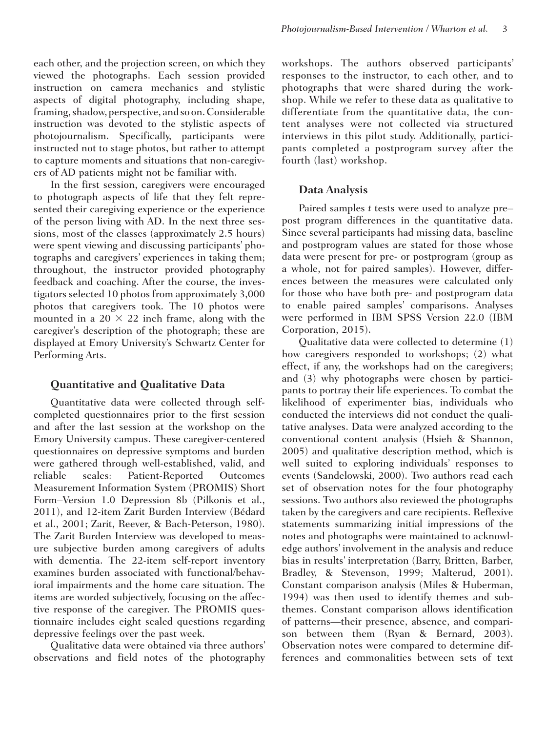each other, and the projection screen, on which they viewed the photographs. Each session provided instruction on camera mechanics and stylistic aspects of digital photography, including shape, framing, shadow, perspective, and so on. Considerable instruction was devoted to the stylistic aspects of photojournalism. Specifically, participants were instructed not to stage photos, but rather to attempt to capture moments and situations that non-caregivers of AD patients might not be familiar with.

In the first session, caregivers were encouraged to photograph aspects of life that they felt represented their caregiving experience or the experience of the person living with AD. In the next three sessions, most of the classes (approximately 2.5 hours) were spent viewing and discussing participants' photographs and caregivers' experiences in taking them; throughout, the instructor provided photography feedback and coaching. After the course, the investigators selected 10 photos from approximately 3,000 photos that caregivers took. The 10 photos were mounted in a 20 × 22 inch frame, along with the caregiver's description of the photograph; these are displayed at Emory University's Schwartz Center for Performing Arts.

### Quantitative and Qualitative Data

Quantitative data were collected through self-completed questionnaires prior to the first session and after the last session at the workshop on the Emory University campus. These caregiver-centered questionnaires on depressive symptoms and burden were gathered through well-established, valid, and reliable scales: Patient-Reported Outcomes Measurement Information System (PROMIS) Short Form–Version 1.0 Depression 8b (Pilkonis et al., 2011), and 12-item Zarit Burden Interview (Bédard et al., 2001; Zarit, Reever, & Bach-Peterson, 1980). The Zarit Burden Interview was developed to measure subjective burden among caregivers of adults with dementia. The 22-item self-report inventory examines burden associated with functional/behavioral impairments and the home care situation. The items are worded subjectively, focusing on the affective response of the caregiver. The PROMIS questionnaire includes eight scaled questions regarding depressive feelings over the past week.

Qualitative data were obtained via three authors' observations and field notes of the photography workshops. The authors observed participants' responses to the instructor, to each other, and to photographs that were shared during the workshop. While we refer to these data as qualitative to differentiate from the quantitative data, the content analyses were not collected via structured interviews in this pilot study. Additionally, participants completed a postprogram survey after the fourth (last) workshop.

### Data Analysis

Paired samples *t* tests were used to analyze pre–post program differences in the quantitative data. Since several participants had missing data, baseline and postprogram values are stated for those whose data were present for pre- or postprogram (group as a whole, not for paired samples). However, differences between the measures were calculated only for those who have both pre- and postprogram data to enable paired samples' comparisons. Analyses were performed in IBM SPSS Version 22.0 (IBM Corporation, 2015).

Qualitative data were collected to determine (1) how caregivers responded to workshops; (2) what effect, if any, the workshops had on the caregivers; and (3) why photographs were chosen by participants to portray their life experiences. To combat the likelihood of experimenter bias, individuals who conducted the interviews did not conduct the qualitative analyses. Data were analyzed according to the conventional content analysis (Hsieh & Shannon, 2005) and qualitative description method, which is well suited to exploring individuals' responses to events (Sandelowski, 2000). Two authors read each set of observation notes for the four photography sessions. Two authors also reviewed the photographs taken by the caregivers and care recipients. Reflexive statements summarizing initial impressions of the notes and photographs were maintained to acknowledge authors' involvement in the analysis and reduce bias in results' interpretation (Barry, Britten, Barber, Bradley, & Stevenson, 1999; Malterud, 2001). Constant comparison analysis (Miles & Huberman, 1994) was then used to identify themes and subthemes. Constant comparison allows identification of patterns—their presence, absence, and comparison between them (Ryan & Bernard, 2003). Observation notes were compared to determine differences and commonalities between sets of text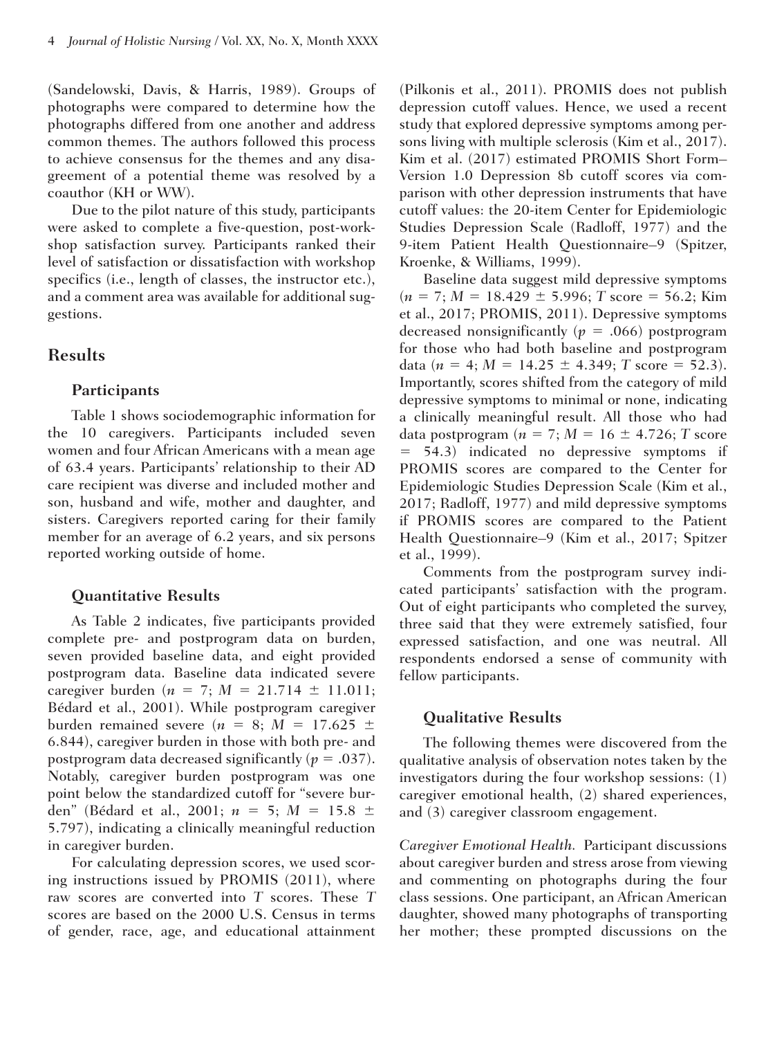(Sandelowski, Davis, & Harris, 1989). Groups of photographs were compared to determine how the photographs differed from one another and address common themes. The authors followed this process to achieve consensus for the themes and any disagreement of a potential theme was resolved by a coauthor (KH or WW).

Due to the pilot nature of this study, participants were asked to complete a five-question, post-workshop satisfaction survey. Participants ranked their level of satisfaction or dissatisfaction with workshop specifics (i.e., length of classes, the instructor etc.), and a comment area was available for additional suggestions.

## Results

### Participants

Table 1 shows sociodemographic information for the 10 caregivers. Participants included seven women and four African Americans with a mean age of 63.4 years. Participants' relationship to their AD care recipient was diverse and included mother and son, husband and wife, mother and daughter, and sisters. Caregivers reported caring for their family member for an average of 6.2 years, and six persons reported working outside of home.

### Quantitative Results

As Table 2 indicates, five participants provided complete pre- and postprogram data on burden, seven provided baseline data, and eight provided postprogram data. Baseline data indicated severe caregiver burden ($n = 7$; $M = 21.714 \pm 11.011$; Bédard et al., 2001). While postprogram caregiver burden remained severe ($n = 8$; $M = 17.625 \pm 6.844$), caregiver burden in those with both pre- and postprogram data decreased significantly ($p = .037$). Notably, caregiver burden postprogram was one point below the standardized cutoff for "severe burden" (Bédard et al., 2001; $n = 5$; $M = 15.8 \pm 5.797$), indicating a clinically meaningful reduction in caregiver burden.

For calculating depression scores, we used scoring instructions issued by PROMIS (2011), where raw scores are converted into $T$ scores. These $T$ scores are based on the 2000 U.S. Census in terms of gender, race, age, and educational attainment (Pilkonis et al., 2011). PROMIS does not publish depression cutoff values. Hence, we used a recent study that explored depressive symptoms among persons living with multiple sclerosis (Kim et al., 2017). Kim et al. (2017) estimated PROMIS Short Form–Version 1.0 Depression 8b cutoff scores via comparison with other depression instruments that have cutoff values: the 20-item Center for Epidemiologic Studies Depression Scale (Radloff, 1977) and the 9-item Patient Health Questionnaire–9 (Spitzer, Kroenke, & Williams, 1999).

Baseline data suggest mild depressive symptoms ($n = 7$; $M = 18.429 \pm 5.996$; $T$ score $= 56.2$; Kim et al., 2017; PROMIS, 2011). Depressive symptoms decreased nonsignificantly ($p = .066$) postprogram for those who had both baseline and postprogram data ($n = 4$; $M = 14.25 \pm 4.349$; $T$ score $= 52.3$). Importantly, scores shifted from the category of mild depressive symptoms to minimal or none, indicating a clinically meaningful result. All those who had data postprogram ($n = 7$; $M = 16 \pm 4.726$; $T$ score $= 54.3$) indicated no depressive symptoms if PROMIS scores are compared to the Center for Epidemiologic Studies Depression Scale (Kim et al., 2017; Radloff, 1977) and mild depressive symptoms if PROMIS scores are compared to the Patient Health Questionnaire–9 (Kim et al., 2017; Spitzer et al., 1999).

Comments from the postprogram survey indicated participants' satisfaction with the program. Out of eight participants who completed the survey, three said that they were extremely satisfied, four expressed satisfaction, and one was neutral. All respondents endorsed a sense of community with fellow participants.

### Qualitative Results

The following themes were discovered from the qualitative analysis of observation notes taken by the investigators during the four workshop sessions: (1) caregiver emotional health, (2) shared experiences, and (3) caregiver classroom engagement.

*Caregiver Emotional Health.* Participant discussions about caregiver burden and stress arose from viewing and commenting on photographs during the four class sessions. One participant, an African American daughter, showed many photographs of transporting her mother; these prompted discussions on the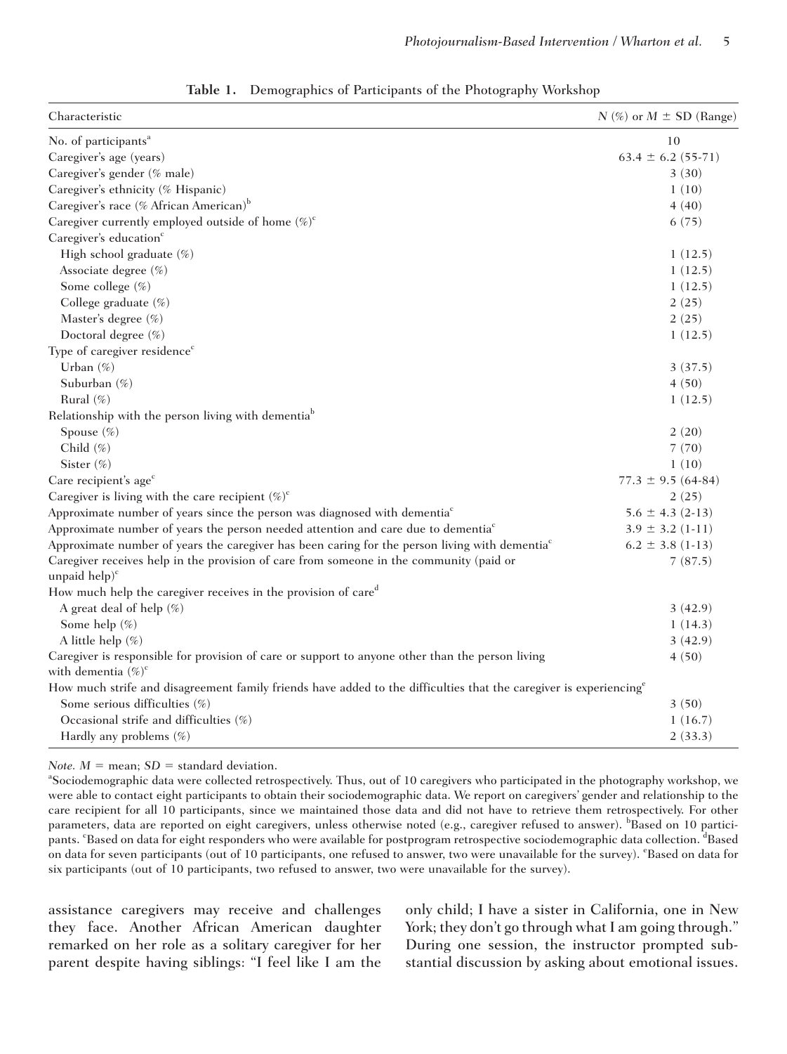**Table 1.** Demographics of Participants of the Photography Workshop

| Characteristic | $N$ (%) or $M \pm$ SD (Range) |
|---|---|
| No. of participants[a] | 10 |
| Caregiver's age (years) | 63.4 ± 6.2 (55-71) |
| Caregiver's gender (% male) | 3 (30) |
| Caregiver's ethnicity (% Hispanic) | 1 (10) |
| Caregiver's race (% African American)[b] | 4 (40) |
| Caregiver currently employed outside of home (%)[c] | 6 (75) |
| Caregiver's education[c] | |
| High school graduate (%) | 1 (12.5) |
| Associate degree (%) | 1 (12.5) |
| Some college (%) | 1 (12.5) |
| College graduate (%) | 2 (25) |
| Master's degree (%) | 2 (25) |
| Doctoral degree (%) | 1 (12.5) |
| Type of caregiver residence[c] | |
| Urban (%) | 3 (37.5) |
| Suburban (%) | 4 (50) |
| Rural (%) | 1 (12.5) |
| Relationship with the person living with dementia[b] | |
| Spouse (%) | 2 (20) |
| Child (%) | 7 (70) |
| Sister (%) | 1 (10) |
| Care recipient's age[c] | 77.3 ± 9.5 (64-84) |
| Caregiver is living with the care recipient (%)[c] | 2 (25) |
| Approximate number of years since the person was diagnosed with dementia[c] | 5.6 ± 4.3 (2-13) |
| Approximate number of years the person needed attention and care due to dementia[c] | 3.9 ± 3.2 (1-11) |
| Approximate number of years the caregiver has been caring for the person living with dementia[c] | 6.2 ± 3.8 (1-13) |
| Caregiver receives help in the provision of care from someone in the community (paid or unpaid help)[c] | 7 (87.5) |
| How much help the caregiver receives in the provision of care[d] | |
| A great deal of help (%) | 3 (42.9) |
| Some help (%) | 1 (14.3) |
| A little help (%) | 3 (42.9) |
| Caregiver is responsible for provision of care or support to anyone other than the person living with dementia (%)[c] | 4 (50) |
| How much strife and disagreement family friends have added to the difficulties that the caregiver is experiencing[e] | |
| Some serious difficulties (%) | 3 (50) |
| Occasional strife and difficulties (%) | 1 (16.7) |
| Hardly any problems (%) | 2 (33.3) |

*Note.* $M$ = mean; $SD$ = standard deviation.
[a]Sociodemographic data were collected retrospectively. Thus, out of 10 caregivers who participated in the photography workshop, we were able to contact eight participants to obtain their sociodemographic data. We report on caregivers' gender and relationship to the care recipient for all 10 participants, since we maintained those data and did not have to retrieve them retrospectively. For other parameters, data are reported on eight caregivers, unless otherwise noted (e.g., caregiver refused to answer). [b]Based on 10 participants. [c]Based on data for eight responders who were available for postprogram retrospective sociodemographic data collection. [d]Based on data for seven participants (out of 10 participants, one refused to answer, two were unavailable for the survey). [e]Based on data for six participants (out of 10 participants, two refused to answer, two were unavailable for the survey).

assistance caregivers may receive and challenges they face. Another African American daughter remarked on her role as a solitary caregiver for her parent despite having siblings: "I feel like I am the only child; I have a sister in California, one in New York; they don't go through what I am going through." During one session, the instructor prompted substantial discussion by asking about emotional issues.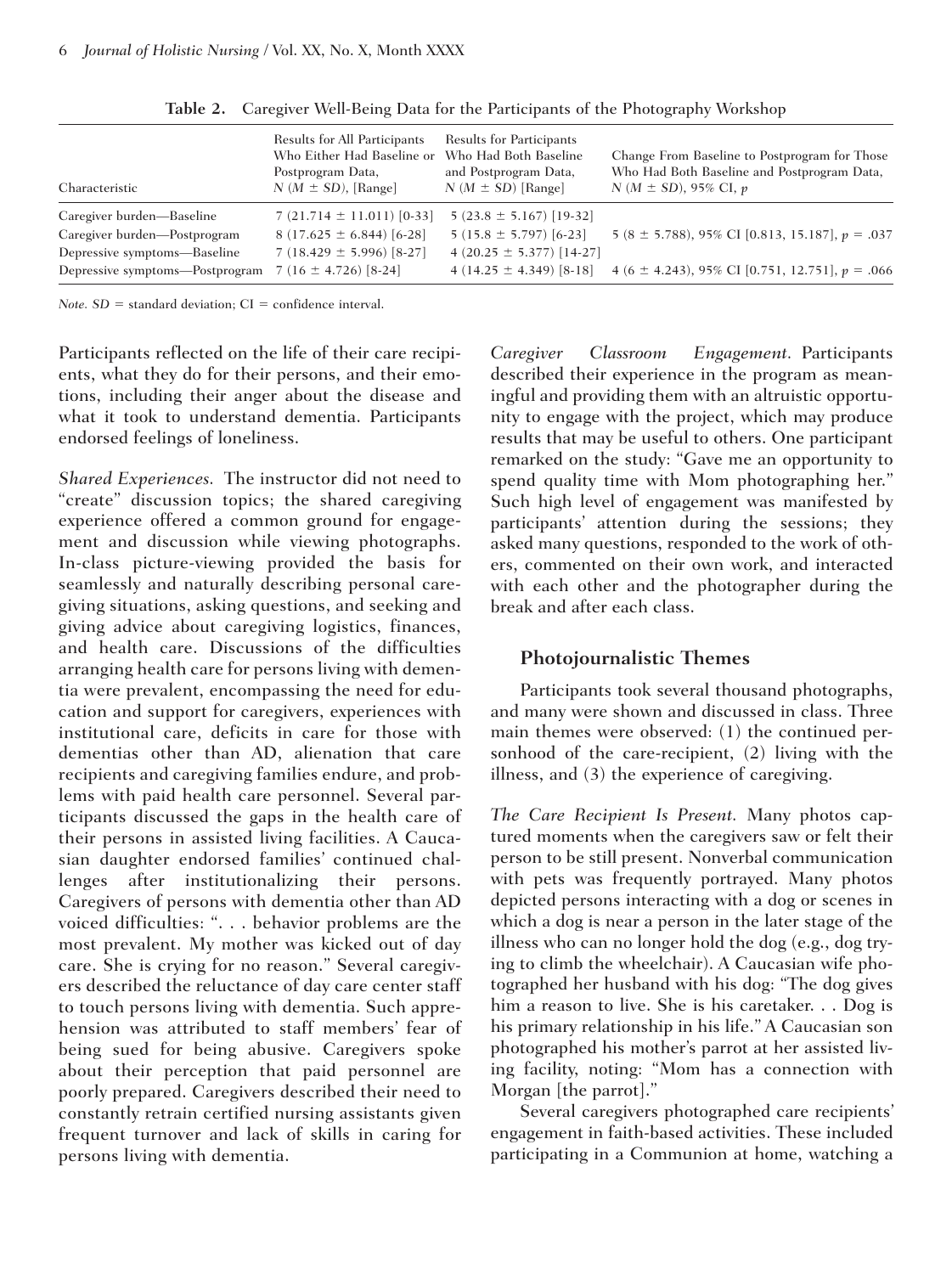**Table 2.** Caregiver Well-Being Data for the Participants of the Photography Workshop

| Characteristic | Results for All Participants Who Either Had Baseline or Postprogram Data, $N$ ($M \pm SD$), [Range] | Results for Participants Who Had Both Baseline and Postprogram Data, $N$ ($M \pm SD$) [Range] | Change From Baseline to Postprogram for Those Who Had Both Baseline and Postprogram Data, $N$ ($M \pm SD$), 95% CI, $p$ |
|---|---|---|---|
| Caregiver burden—Baseline | 7 (21.714 ± 11.011) [0-33] | 5 (23.8 ± 5.167) [19-32] | |
| Caregiver burden—Postprogram | 8 (17.625 ± 6.844) [6-28] | 5 (15.8 ± 5.797) [6-23] | 5 (8 ± 5.788), 95% CI [0.813, 15.187], $p$ = .037 |
| Depressive symptoms—Baseline | 7 (18.429 ± 5.996) [8-27] | 4 (20.25 ± 5.377) [14-27] | |
| Depressive symptoms—Postprogram | 7 (16 ± 4.726) [8-24] | 4 (14.25 ± 4.349) [8-18] | 4 (6 ± 4.243), 95% CI [0.751, 12.751], $p$ = .066 |

*Note.* $SD$ = standard deviation; CI = confidence interval.

Participants reflected on the life of their care recipients, what they do for their persons, and their emotions, including their anger about the disease and what it took to understand dementia. Participants endorsed feelings of loneliness.

*Shared Experiences.* The instructor did not need to "create" discussion topics; the shared caregiving experience offered a common ground for engagement and discussion while viewing photographs. In-class picture-viewing provided the basis for seamlessly and naturally describing personal caregiving situations, asking questions, and seeking and giving advice about caregiving logistics, finances, and health care. Discussions of the difficulties arranging health care for persons living with dementia were prevalent, encompassing the need for education and support for caregivers, experiences with institutional care, deficits in care for those with dementias other than AD, alienation that care recipients and caregiving families endure, and problems with paid health care personnel. Several participants discussed the gaps in the health care of their persons in assisted living facilities. A Caucasian daughter endorsed families' continued challenges after institutionalizing their persons. Caregivers of persons with dementia other than AD voiced difficulties: ". . . behavior problems are the most prevalent. My mother was kicked out of day care. She is crying for no reason." Several caregivers described the reluctance of day care center staff to touch persons living with dementia. Such apprehension was attributed to staff members' fear of being sued for being abusive. Caregivers spoke about their perception that paid personnel are poorly prepared. Caregivers described their need to constantly retrain certified nursing assistants given frequent turnover and lack of skills in caring for persons living with dementia.

*Caregiver Classroom Engagement.* Participants described their experience in the program as meaningful and providing them with an altruistic opportunity to engage with the project, which may produce results that may be useful to others. One participant remarked on the study: "Gave me an opportunity to spend quality time with Mom photographing her." Such high level of engagement was manifested by participants' attention during the sessions; they asked many questions, responded to the work of others, commented on their own work, and interacted with each other and the photographer during the break and after each class.

### Photojournalistic Themes

Participants took several thousand photographs, and many were shown and discussed in class. Three main themes were observed: (1) the continued personhood of the care-recipient, (2) living with the illness, and (3) the experience of caregiving.

*The Care Recipient Is Present.* Many photos captured moments when the caregivers saw or felt their person to be still present. Nonverbal communication with pets was frequently portrayed. Many photos depicted persons interacting with a dog or scenes in which a dog is near a person in the later stage of the illness who can no longer hold the dog (e.g., dog trying to climb the wheelchair). A Caucasian wife photographed her husband with his dog: "The dog gives him a reason to live. She is his caretaker. . . Dog is his primary relationship in his life." A Caucasian son photographed his mother's parrot at her assisted living facility, noting: "Mom has a connection with Morgan [the parrot]."

Several caregivers photographed care recipients' engagement in faith-based activities. These included participating in a Communion at home, watching a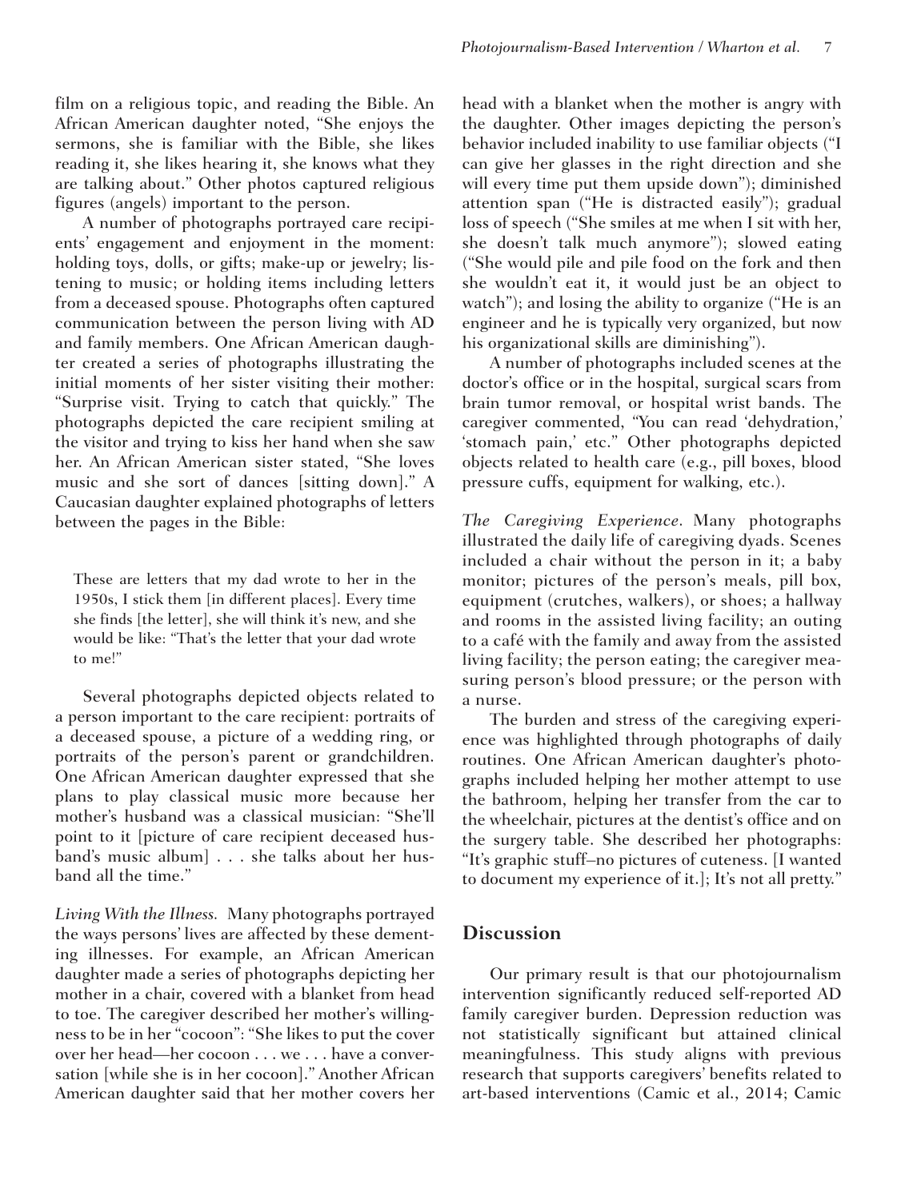film on a religious topic, and reading the Bible. An African American daughter noted, "She enjoys the sermons, she is familiar with the Bible, she likes reading it, she likes hearing it, she knows what they are talking about." Other photos captured religious figures (angels) important to the person.

A number of photographs portrayed care recipients' engagement and enjoyment in the moment: holding toys, dolls, or gifts; make-up or jewelry; listening to music; or holding items including letters from a deceased spouse. Photographs often captured communication between the person living with AD and family members. One African American daughter created a series of photographs illustrating the initial moments of her sister visiting their mother: "Surprise visit. Trying to catch that quickly." The photographs depicted the care recipient smiling at the visitor and trying to kiss her hand when she saw her. An African American sister stated, "She loves music and she sort of dances [sitting down]." A Caucasian daughter explained photographs of letters between the pages in the Bible:

> These are letters that my dad wrote to her in the 1950s, I stick them [in different places]. Every time she finds [the letter], she will think it's new, and she would be like: "That's the letter that your dad wrote to me!"

Several photographs depicted objects related to a person important to the care recipient: portraits of a deceased spouse, a picture of a wedding ring, or portraits of the person's parent or grandchildren. One African American daughter expressed that she plans to play classical music more because her mother's husband was a classical musician: "She'll point to it [picture of care recipient deceased husband's music album] . . . she talks about her husband all the time."

*Living With the Illness.* Many photographs portrayed the ways persons' lives are affected by these dementing illnesses. For example, an African American daughter made a series of photographs depicting her mother in a chair, covered with a blanket from head to toe. The caregiver described her mother's willingness to be in her "cocoon": "She likes to put the cover over her head—her cocoon . . . we . . . have a conversation [while she is in her cocoon]." Another African American daughter said that her mother covers her head with a blanket when the mother is angry with the daughter. Other images depicting the person's behavior included inability to use familiar objects ("I can give her glasses in the right direction and she will every time put them upside down"); diminished attention span ("He is distracted easily"); gradual loss of speech ("She smiles at me when I sit with her, she doesn't talk much anymore"); slowed eating ("She would pile and pile food on the fork and then she wouldn't eat it, it would just be an object to watch"); and losing the ability to organize ("He is an engineer and he is typically very organized, but now his organizational skills are diminishing").

A number of photographs included scenes at the doctor's office or in the hospital, surgical scars from brain tumor removal, or hospital wrist bands. The caregiver commented, "You can read 'dehydration,' 'stomach pain,' etc." Other photographs depicted objects related to health care (e.g., pill boxes, blood pressure cuffs, equipment for walking, etc.).

*The Caregiving Experience.* Many photographs illustrated the daily life of caregiving dyads. Scenes included a chair without the person in it; a baby monitor; pictures of the person's meals, pill box, equipment (crutches, walkers), or shoes; a hallway and rooms in the assisted living facility; an outing to a café with the family and away from the assisted living facility; the person eating; the caregiver measuring person's blood pressure; or the person with a nurse.

The burden and stress of the caregiving experience was highlighted through photographs of daily routines. One African American daughter's photographs included helping her mother attempt to use the bathroom, helping her transfer from the car to the wheelchair, pictures at the dentist's office and on the surgery table. She described her photographs: "It's graphic stuff–no pictures of cuteness. [I wanted to document my experience of it.]; It's not all pretty."

## Discussion

Our primary result is that our photojournalism intervention significantly reduced self-reported AD family caregiver burden. Depression reduction was not statistically significant but attained clinical meaningfulness. This study aligns with previous research that supports caregivers' benefits related to art-based interventions (Camic et al., 2014; Camic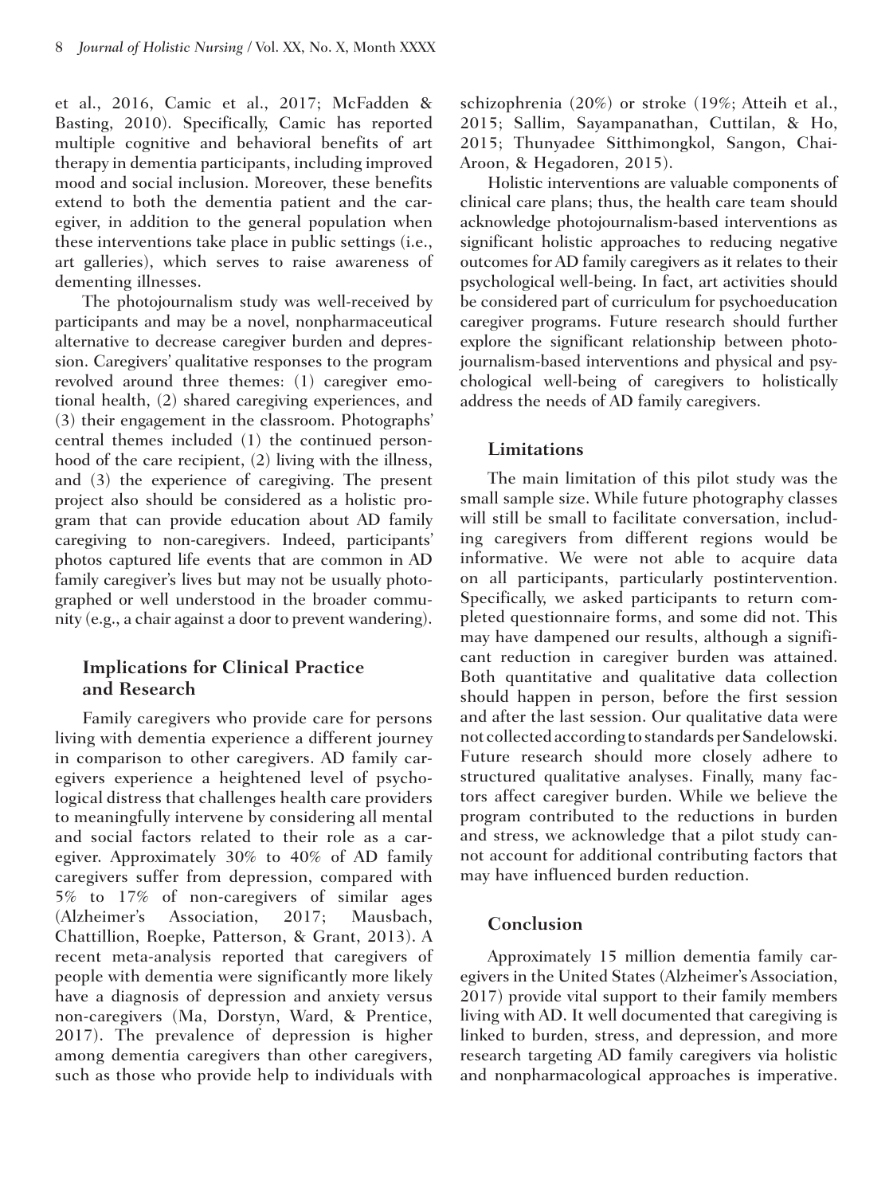et al., 2016, Camic et al., 2017; McFadden & Basting, 2010). Specifically, Camic has reported multiple cognitive and behavioral benefits of art therapy in dementia participants, including improved mood and social inclusion. Moreover, these benefits extend to both the dementia patient and the caregiver, in addition to the general population when these interventions take place in public settings (i.e., art galleries), which serves to raise awareness of dementing illnesses.

The photojournalism study was well-received by participants and may be a novel, nonpharmaceutical alternative to decrease caregiver burden and depression. Caregivers' qualitative responses to the program revolved around three themes: (1) caregiver emotional health, (2) shared caregiving experiences, and (3) their engagement in the classroom. Photographs' central themes included (1) the continued personhood of the care recipient, (2) living with the illness, and (3) the experience of caregiving. The present project also should be considered as a holistic program that can provide education about AD family caregiving to non-caregivers. Indeed, participants' photos captured life events that are common in AD family caregiver's lives but may not be usually photographed or well understood in the broader community (e.g., a chair against a door to prevent wandering).

## Implications for Clinical Practice and Research

Family caregivers who provide care for persons living with dementia experience a different journey in comparison to other caregivers. AD family caregivers experience a heightened level of psychological distress that challenges health care providers to meaningfully intervene by considering all mental and social factors related to their role as a caregiver. Approximately 30% to 40% of AD family caregivers suffer from depression, compared with 5% to 17% of non-caregivers of similar ages (Alzheimer's Association, 2017; Mausbach, Chattillion, Roepke, Patterson, & Grant, 2013). A recent meta-analysis reported that caregivers of people with dementia were significantly more likely have a diagnosis of depression and anxiety versus non-caregivers (Ma, Dorstyn, Ward, & Prentice, 2017). The prevalence of depression is higher among dementia caregivers than other caregivers, such as those who provide help to individuals with schizophrenia (20%) or stroke (19%; Atteih et al., 2015; Sallim, Sayampanathan, Cuttilan, & Ho, 2015; Thunyadee Sitthimongkol, Sangon, Chai-Aroon, & Hegadoren, 2015).

Holistic interventions are valuable components of clinical care plans; thus, the health care team should acknowledge photojournalism-based interventions as significant holistic approaches to reducing negative outcomes for AD family caregivers as it relates to their psychological well-being. In fact, art activities should be considered part of curriculum for psychoeducation caregiver programs. Future research should further explore the significant relationship between photojournalism-based interventions and physical and psychological well-being of caregivers to holistically address the needs of AD family caregivers.

### Limitations

The main limitation of this pilot study was the small sample size. While future photography classes will still be small to facilitate conversation, including caregivers from different regions would be informative. We were not able to acquire data on all participants, particularly postintervention. Specifically, we asked participants to return completed questionnaire forms, and some did not. This may have dampened our results, although a significant reduction in caregiver burden was attained. Both quantitative and qualitative data collection should happen in person, before the first session and after the last session. Our qualitative data were not collected according to standards per Sandelowski. Future research should more closely adhere to structured qualitative analyses. Finally, many factors affect caregiver burden. While we believe the program contributed to the reductions in burden and stress, we acknowledge that a pilot study cannot account for additional contributing factors that may have influenced burden reduction.

### Conclusion

Approximately 15 million dementia family caregivers in the United States (Alzheimer's Association, 2017) provide vital support to their family members living with AD. It well documented that caregiving is linked to burden, stress, and depression, and more research targeting AD family caregivers via holistic and nonpharmacological approaches is imperative.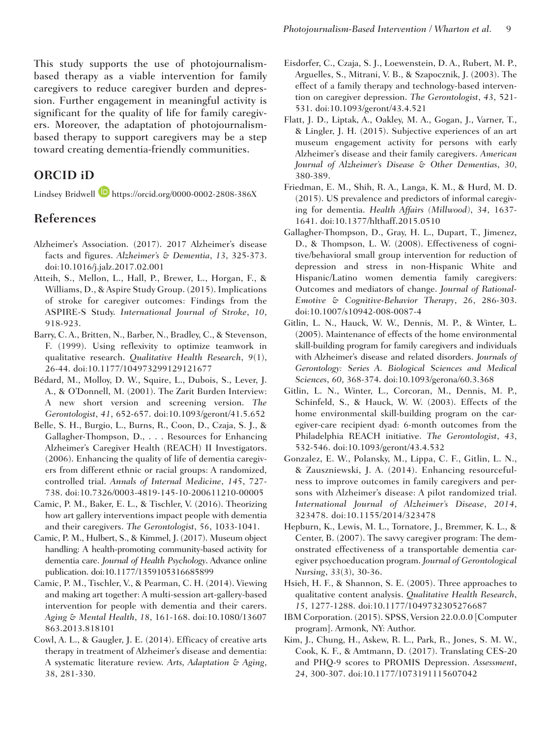This study supports the use of photojournalism-based therapy as a viable intervention for family caregivers to reduce caregiver burden and depression. Further engagement in meaningful activity is significant for the quality of life for family caregivers. Moreover, the adaptation of photojournalism-based therapy to support caregivers may be a step toward creating dementia-friendly communities.

## ORCID iD

Lindsey Bridwell https://orcid.org/0000-0002-2808-386X

## References

Alzheimer's Association. (2017). 2017 Alzheimer's disease facts and figures. *Alzheimer's & Dementia*, *13*, 325-373. doi:10.1016/j.jalz.2017.02.001

Atteih, S., Mellon, L., Hall, P., Brewer, L., Horgan, F., & Williams, D., & Aspire Study Group. (2015). Implications of stroke for caregiver outcomes: Findings from the ASPIRE-S Study. *International Journal of Stroke*, *10*, 918-923.

Barry, C. A., Britten, N., Barber, N., Bradley, C., & Stevenson, F. (1999). Using reflexivity to optimize teamwork in qualitative research. *Qualitative Health Research*, *9*(1), 26-44. doi:10.1177/104973299129121677

Bédard, M., Molloy, D. W., Squire, L., Dubois, S., Lever, J. A., & O'Donnell, M. (2001). The Zarit Burden Interview: A new short version and screening version. *The Gerontologist*, *41*, 652-657. doi:10.1093/geront/41.5.652

Belle, S. H., Burgio, L., Burns, R., Coon, D., Czaja, S. J., & Gallagher-Thompson, D., . . . Resources for Enhancing Alzheimer's Caregiver Health (REACH) II Investigators. (2006). Enhancing the quality of life of dementia caregivers from different ethnic or racial groups: A randomized, controlled trial. *Annals of Internal Medicine*, *145*, 727-738. doi:10.7326/0003-4819-145-10-200611210-00005

Camic, P. M., Baker, E. L., & Tischler, V. (2016). Theorizing how art gallery interventions impact people with dementia and their caregivers. *The Gerontologist*, *56*, 1033-1041.

Camic, P. M., Hulbert, S., & Kimmel, J. (2017). Museum object handling: A health-promoting community-based activity for dementia care. *Journal of Health Psychology*. Advance online publication. doi:10.1177/1359105316685899

Camic, P. M., Tischler, V., & Pearman, C. H. (2014). Viewing and making art together: A multi-session art-gallery-based intervention for people with dementia and their carers. *Aging & Mental Health*, *18*, 161-168. doi:10.1080/13607863.2013.818101

Cowl, A. L., & Gaugler, J. E. (2014). Efficacy of creative arts therapy in treatment of Alzheimer's disease and dementia: A systematic literature review. *Arts, Adaptation & Aging*, 38, 281-330.

Eisdorfer, C., Czaja, S. J., Loewenstein, D. A., Rubert, M. P., Arguelles, S., Mitrani, V. B., & Szapocznik, J. (2003). The effect of a family therapy and technology-based intervention on caregiver depression. *The Gerontologist*, *43*, 521-531. doi:10.1093/geront/43.4.521

Flatt, J. D., Liptak, A., Oakley, M. A., Gogan, J., Varner, T., & Lingler, J. H. (2015). Subjective experiences of an art museum engagement activity for persons with early Alzheimer's disease and their family caregivers. *American Journal of Alzheimer's Disease & Other Dementias*, *30*, 380-389.

Friedman, E. M., Shih, R. A., Langa, K. M., & Hurd, M. D. (2015). US prevalence and predictors of informal caregiving for dementia. *Health Affairs (Millwood)*, *34*, 1637-1641. doi:10.1377/hlthaff.2015.0510

Gallagher-Thompson, D., Gray, H. L., Dupart, T., Jimenez, D., & Thompson, L. W. (2008). Effectiveness of cognitive/behavioral small group intervention for reduction of depression and stress in non-Hispanic White and Hispanic/Latino women dementia family caregivers: Outcomes and mediators of change. *Journal of Rational-Emotive & Cognitive-Behavior Therapy*, *26*, 286-303. doi:10.1007/s10942-008-0087-4

Gitlin, L. N., Hauck, W. W., Dennis, M. P., & Winter, L. (2005). Maintenance of effects of the home environmental skill-building program for family caregivers and individuals with Alzheimer's disease and related disorders. *Journals of Gerontology: Series A. Biological Sciences and Medical Sciences*, *60*, 368-374. doi:10.1093/gerona/60.3.368

Gitlin, L. N., Winter, L., Corcoran, M., Dennis, M. P., Schinfeld, S., & Hauck, W. W. (2003). Effects of the home environmental skill-building program on the caregiver-care recipient dyad: 6-month outcomes from the Philadelphia REACH initiative. *The Gerontologist*, *43*, 532-546. doi:10.1093/geront/43.4.532

Gonzalez, E. W., Polansky, M., Lippa, C. F., Gitlin, L. N., & Zauszniewski, J. A. (2014). Enhancing resourcefulness to improve outcomes in family caregivers and persons with Alzheimer's disease: A pilot randomized trial. *International Journal of Alzheimer's Disease*, *2014*, 323478. doi:10.1155/2014/323478

Hepburn, K., Lewis, M. L., Tornatore, J., Bremmer, K. L., & Center, B. (2007). The savvy caregiver program: The demonstrated effectiveness of a transportable dementia caregiver psychoeducation program. *Journal of Gerontological Nursing*, *33*(3), 30-36.

Hsieh, H. F., & Shannon, S. E. (2005). Three approaches to qualitative content analysis. *Qualitative Health Research*, *15*, 1277-1288. doi:10.1177/1049732305276687

IBM Corporation. (2015). SPSS, Version 22.0.0.0 [Computer program]. Armonk, NY: Author.

Kim, J., Chung, H., Askew, R. L., Park, R., Jones, S. M. W., Cook, K. F., & Amtmann, D. (2017). Translating CES-20 and PHQ-9 scores to PROMIS Depression. *Assessment*, *24*, 300-307. doi:10.1177/1073191115607042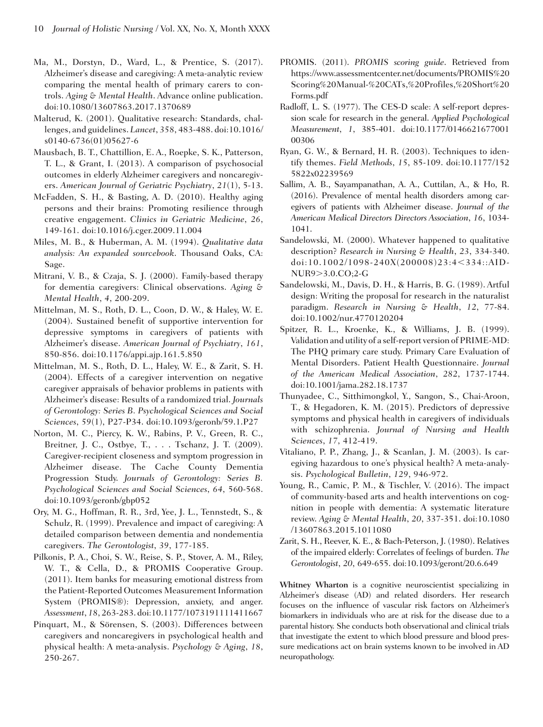Ma, M., Dorstyn, D., Ward, L., & Prentice, S. (2017). Alzheimer's disease and caregiving: A meta-analytic review comparing the mental health of primary carers to controls. *Aging & Mental Health*. Advance online publication. doi:10.1080/13607863.2017.1370689

Malterud, K. (2001). Qualitative research: Standards, challenges, and guidelines. *Lancet*, 358, 483-488. doi:10.1016/s0140-6736(01)05627-6

Mausbach, B. T., Chattillion, E. A., Roepke, S. K., Patterson, T. L., & Grant, I. (2013). A comparison of psychosocial outcomes in elderly Alzheimer caregivers and noncaregivers. *American Journal of Geriatric Psychiatry*, *21*(1), 5-13.

McFadden, S. H., & Basting, A. D. (2010). Healthy aging persons and their brains: Promoting resilience through creative engagement. *Clinics in Geriatric Medicine*, *26*, 149-161. doi:10.1016/j.cger.2009.11.004

Miles, M. B., & Huberman, A. M. (1994). *Qualitative data analysis: An expanded sourcebook*. Thousand Oaks, CA: Sage.

Mitrani, V. B., & Czaja, S. J. (2000). Family-based therapy for dementia caregivers: Clinical observations. *Aging & Mental Health*, *4*, 200-209.

Mittelman, M. S., Roth, D. L., Coon, D. W., & Haley, W. E. (2004). Sustained benefit of supportive intervention for depressive symptoms in caregivers of patients with Alzheimer's disease. *American Journal of Psychiatry*, *161*, 850-856. doi:10.1176/appi.ajp.161.5.850

Mittelman, M. S., Roth, D. L., Haley, W. E., & Zarit, S. H. (2004). Effects of a caregiver intervention on negative caregiver appraisals of behavior problems in patients with Alzheimer's disease: Results of a randomized trial. *Journals of Gerontology: Series B. Psychological Sciences and Social Sciences*, 59(1), P27-P34. doi:10.1093/geronb/59.1.P27

Norton, M. C., Piercy, K. W., Rabins, P. V., Green, R. C., Breitner, J. C., Ostbye, T., . . . Tschanz, J. T. (2009). Caregiver-recipient closeness and symptom progression in Alzheimer disease. The Cache County Dementia Progression Study. *Journals of Gerontology: Series B. Psychological Sciences and Social Sciences*, *64*, 560-568. doi:10.1093/geronb/gbp052

Ory, M. G., Hoffman, R. R., 3rd, Yee, J. L., Tennstedt, S., & Schulz, R. (1999). Prevalence and impact of caregiving: A detailed comparison between dementia and nondementia caregivers. *The Gerontologist*, *39*, 177-185.

Pilkonis, P. A., Choi, S. W., Reise, S. P., Stover, A. M., Riley, W. T., & Cella, D., & PROMIS Cooperative Group. (2011). Item banks for measuring emotional distress from the Patient-Reported Outcomes Measurement Information System (PROMIS®): Depression, anxiety, and anger. *Assessment*, *18*, 263-283. doi:10.1177/1073191111411667

Pinquart, M., & Sörensen, S. (2003). Differences between caregivers and noncaregivers in psychological health and physical health: A meta-analysis. *Psychology & Aging*, *18*, 250-267.

PROMIS. (2011). *PROMIS scoring guide*. Retrieved from https://www.assessmentcenter.net/documents/PROMIS%20Scoring%20Manual-%20CATs,%20Profiles,%20Short%20Forms.pdf

Radloff, L. S. (1977). The CES-D scale: A self-report depression scale for research in the general. *Applied Psychological Measurement*, *1*, 385-401. doi:10.1177/014662167700100306

Ryan, G. W., & Bernard, H. R. (2003). Techniques to identify themes. *Field Methods*, *15*, 85-109. doi:10.1177/1525822x02239569

Sallim, A. B., Sayampanathan, A. A., Cuttilan, A., & Ho, R. (2016). Prevalence of mental health disorders among caregivers of patients with Alzheimer disease. *Journal of the American Medical Directors Directors Association*, *16*, 1034-1041.

Sandelowski, M. (2000). Whatever happened to qualitative description? *Research in Nursing & Health*, *23*, 334-340. doi:10.1002/1098-240X(200008)23:4<334::AID-NUR9>3.0.CO;2-G

Sandelowski, M., Davis, D. H., & Harris, B. G. (1989). Artful design: Writing the proposal for research in the naturalist paradigm. *Research in Nursing & Health*, *12*, 77-84. doi:10.1002/nur.4770120204

Spitzer, R. L., Kroenke, K., & Williams, J. B. (1999). Validation and utility of a self-report version of PRIME-MD: The PHQ primary care study. Primary Care Evaluation of Mental Disorders. Patient Health Questionnaire. *Journal of the American Medical Association*, *282*, 1737-1744. doi:10.1001/jama.282.18.1737

Thunyadee, C., Sitthimongkol, Y., Sangon, S., Chai-Aroon, T., & Hegadoren, K. M. (2015). Predictors of depressive symptoms and physical health in caregivers of individuals with schizophrenia. *Journal of Nursing and Health Sciences*, *17*, 412-419.

Vitaliano, P. P., Zhang, J., & Scanlan, J. M. (2003). Is caregiving hazardous to one's physical health? A meta-analysis. *Psychological Bulletin*, *129*, 946-972.

Young, R., Camic, P. M., & Tischler, V. (2016). The impact of community-based arts and health interventions on cognition in people with dementia: A systematic literature review. *Aging & Mental Health*, *20*, 337-351. doi:10.1080/13607863.2015.1011080

Zarit, S. H., Reever, K. E., & Bach-Peterson, J. (1980). Relatives of the impaired elderly: Correlates of feelings of burden. *The Gerontologist*, *20*, 649-655. doi:10.1093/geront/20.6.649

**Whitney Wharton** is a cognitive neuroscientist specializing in Alzheimer's disease (AD) and related disorders. Her research focuses on the influence of vascular risk factors on Alzheimer's biomarkers in individuals who are at risk for the disease due to a parental history. She conducts both observational and clinical trials that investigate the extent to which blood pressure and blood pressure medications act on brain systems known to be involved in AD neuropathology.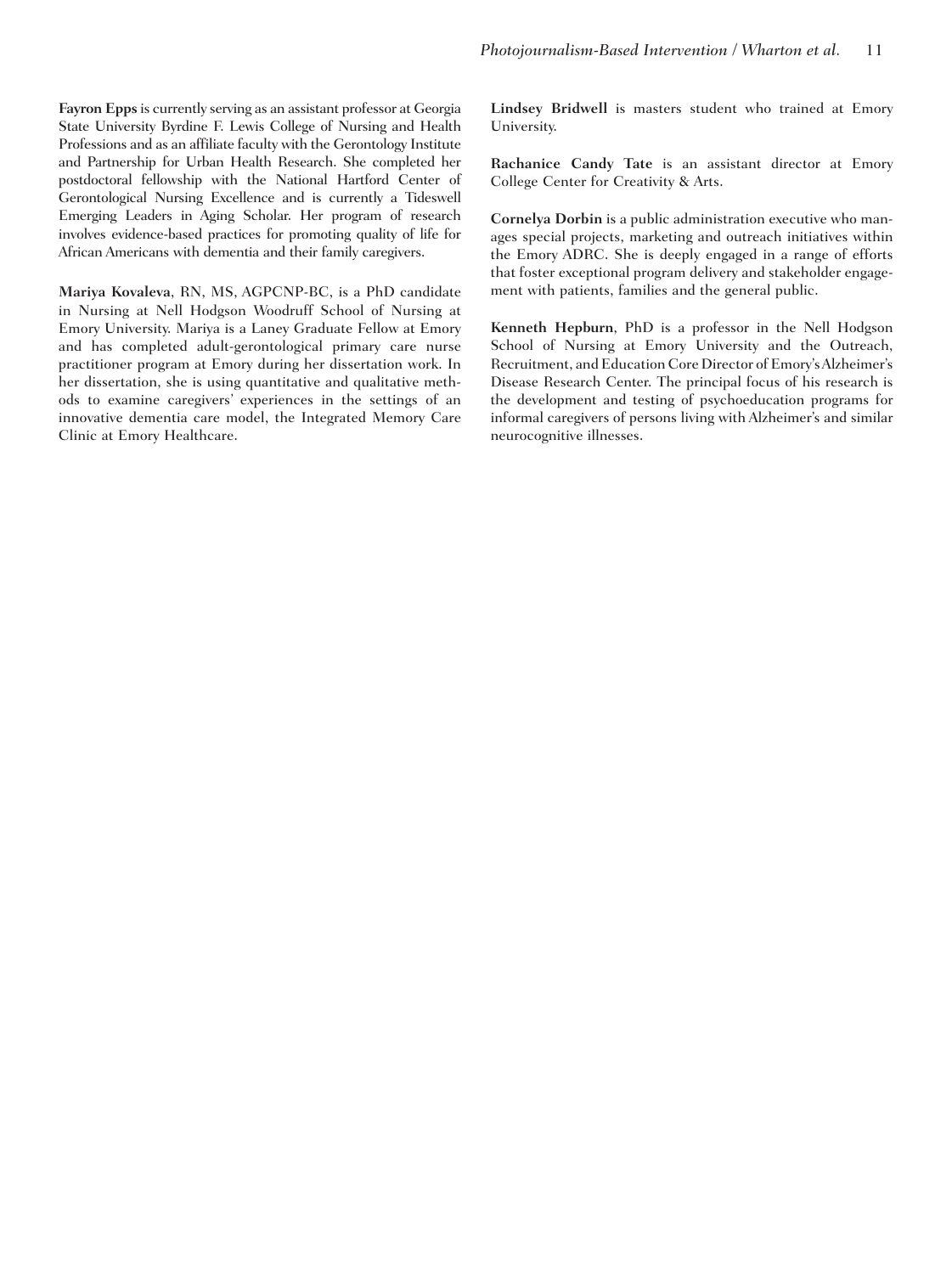**Fayron Epps** is currently serving as an assistant professor at Georgia State University Byrdine F. Lewis College of Nursing and Health Professions and as an affiliate faculty with the Gerontology Institute and Partnership for Urban Health Research. She completed her postdoctoral fellowship with the National Hartford Center of Gerontological Nursing Excellence and is currently a Tideswell Emerging Leaders in Aging Scholar. Her program of research involves evidence-based practices for promoting quality of life for African Americans with dementia and their family caregivers.

**Mariya Kovaleva**, RN, MS, AGPCNP-BC, is a PhD candidate in Nursing at Nell Hodgson Woodruff School of Nursing at Emory University. Mariya is a Laney Graduate Fellow at Emory and has completed adult-gerontological primary care nurse practitioner program at Emory during her dissertation work. In her dissertation, she is using quantitative and qualitative methods to examine caregivers' experiences in the settings of an innovative dementia care model, the Integrated Memory Care Clinic at Emory Healthcare.

**Lindsey Bridwell** is masters student who trained at Emory University.

**Rachanice Candy Tate** is an assistant director at Emory College Center for Creativity & Arts.

**Cornelya Dorbin** is a public administration executive who manages special projects, marketing and outreach initiatives within the Emory ADRC. She is deeply engaged in a range of efforts that foster exceptional program delivery and stakeholder engagement with patients, families and the general public.

**Kenneth Hepburn**, PhD is a professor in the Nell Hodgson School of Nursing at Emory University and the Outreach, Recruitment, and Education Core Director of Emory's Alzheimer's Disease Research Center. The principal focus of his research is the development and testing of psychoeducation programs for informal caregivers of persons living with Alzheimer's and similar neurocognitive illnesses.